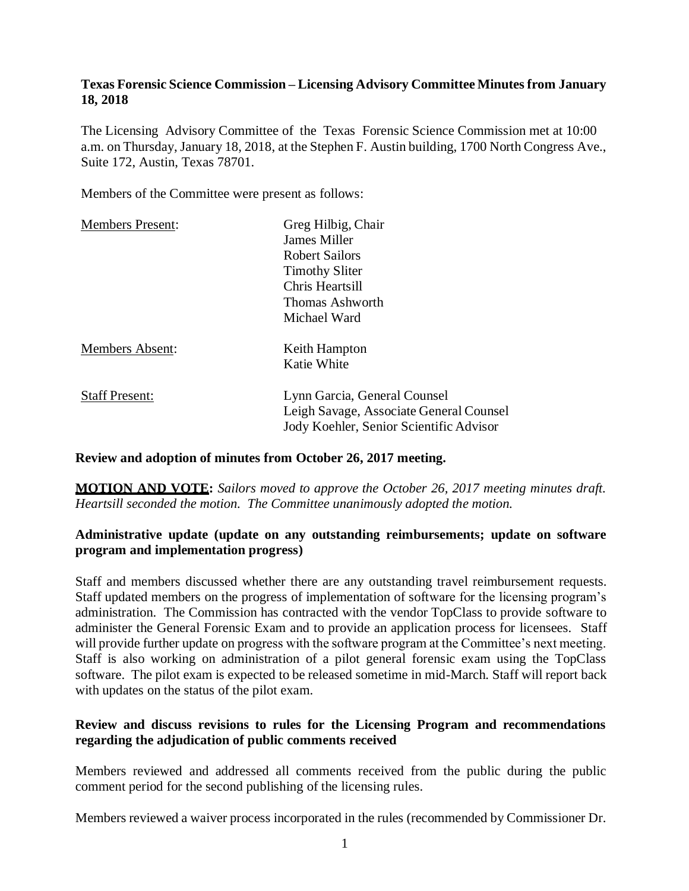**Texas Forensic Science Commission – Licensing Advisory Committee Minutes from January 18, 2018**

The Licensing Advisory Committee of the Texas Forensic Science Commission met at 10:00 a.m. on Thursday, January 18, 2018, at the Stephen F. Austin building, 1700 North Congress Ave., Suite 172, Austin, Texas 78701.

Members of the Committee were present as follows:

| | |
|---|---|
| Members Present: | Greg Hilbig, Chair<br>James Miller<br>Robert Sailors<br>Timothy Sliter<br>Chris Heartsill<br>Thomas Ashworth<br>Michael Ward |
| Members Absent: | Keith Hampton<br>Katie White |
| Staff Present: | Lynn Garcia, General Counsel<br>Leigh Savage, Associate General Counsel<br>Jody Koehler, Senior Scientific Advisor |

**Review and adoption of minutes from October 26, 2017 meeting.**

**MOTION AND VOTE:** *Sailors moved to approve the October 26, 2017 meeting minutes draft. Heartsill seconded the motion. The Committee unanimously adopted the motion.*

**Administrative update (update on any outstanding reimbursements; update on software program and implementation progress)**

Staff and members discussed whether there are any outstanding travel reimbursement requests. Staff updated members on the progress of implementation of software for the licensing program's administration. The Commission has contracted with the vendor TopClass to provide software to administer the General Forensic Exam and to provide an application process for licensees. Staff will provide further update on progress with the software program at the Committee's next meeting. Staff is also working on administration of a pilot general forensic exam using the TopClass software. The pilot exam is expected to be released sometime in mid-March. Staff will report back with updates on the status of the pilot exam.

**Review and discuss revisions to rules for the Licensing Program and recommendations regarding the adjudication of public comments received**

Members reviewed and addressed all comments received from the public during the public comment period for the second publishing of the licensing rules.

Members reviewed a waiver process incorporated in the rules (recommended by Commissioner Dr.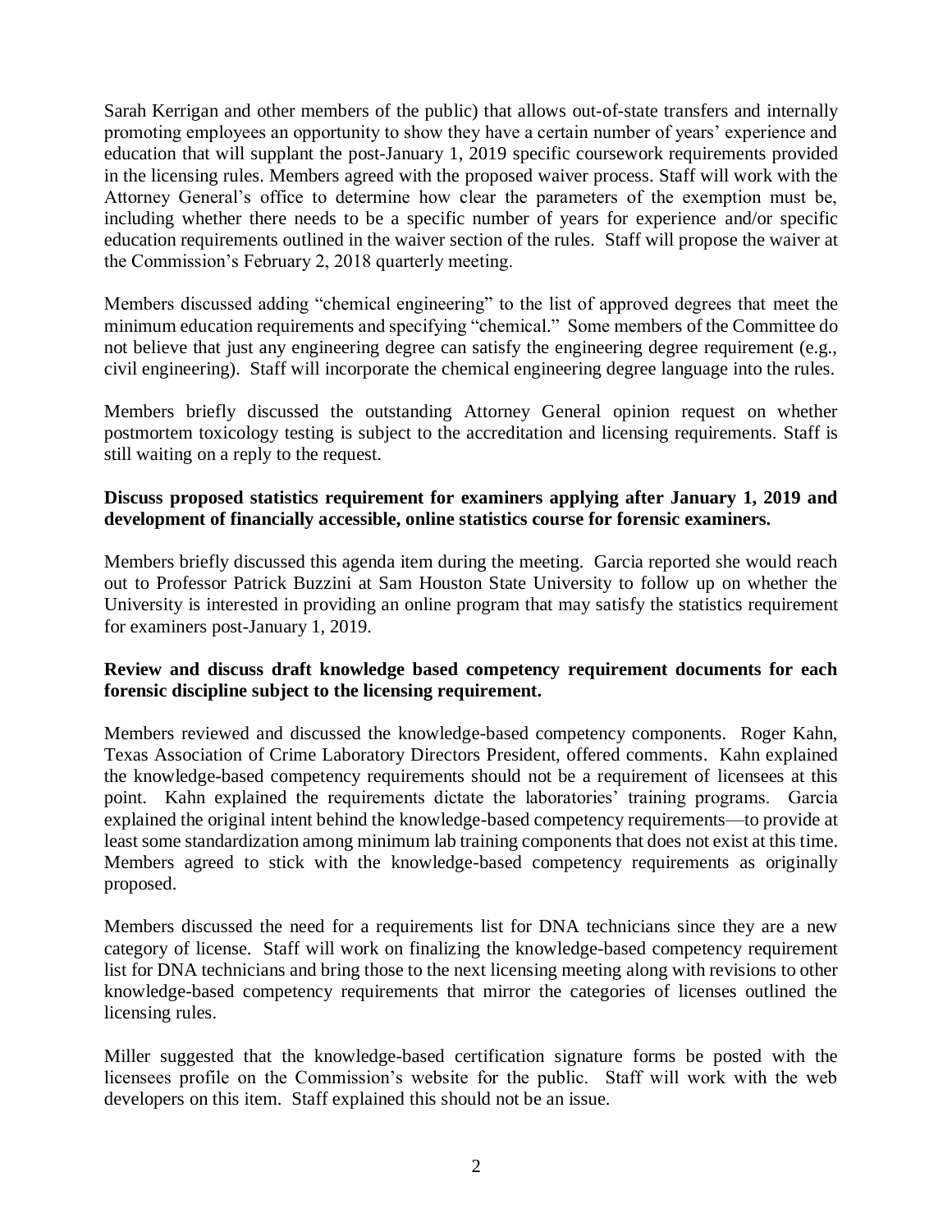Sarah Kerrigan and other members of the public) that allows out-of-state transfers and internally promoting employees an opportunity to show they have a certain number of years' experience and education that will supplant the post-January 1, 2019 specific coursework requirements provided in the licensing rules. Members agreed with the proposed waiver process. Staff will work with the Attorney General's office to determine how clear the parameters of the exemption must be, including whether there needs to be a specific number of years for experience and/or specific education requirements outlined in the waiver section of the rules. Staff will propose the waiver at the Commission's February 2, 2018 quarterly meeting.

Members discussed adding "chemical engineering" to the list of approved degrees that meet the minimum education requirements and specifying "chemical." Some members of the Committee do not believe that just any engineering degree can satisfy the engineering degree requirement (e.g., civil engineering). Staff will incorporate the chemical engineering degree language into the rules.

Members briefly discussed the outstanding Attorney General opinion request on whether postmortem toxicology testing is subject to the accreditation and licensing requirements. Staff is still waiting on a reply to the request.

**Discuss proposed statistics requirement for examiners applying after January 1, 2019 and development of financially accessible, online statistics course for forensic examiners.**

Members briefly discussed this agenda item during the meeting. Garcia reported she would reach out to Professor Patrick Buzzini at Sam Houston State University to follow up on whether the University is interested in providing an online program that may satisfy the statistics requirement for examiners post-January 1, 2019.

**Review and discuss draft knowledge based competency requirement documents for each forensic discipline subject to the licensing requirement.**

Members reviewed and discussed the knowledge-based competency components. Roger Kahn, Texas Association of Crime Laboratory Directors President, offered comments. Kahn explained the knowledge-based competency requirements should not be a requirement of licensees at this point. Kahn explained the requirements dictate the laboratories' training programs. Garcia explained the original intent behind the knowledge-based competency requirements—to provide at least some standardization among minimum lab training components that does not exist at this time. Members agreed to stick with the knowledge-based competency requirements as originally proposed.

Members discussed the need for a requirements list for DNA technicians since they are a new category of license. Staff will work on finalizing the knowledge-based competency requirement list for DNA technicians and bring those to the next licensing meeting along with revisions to other knowledge-based competency requirements that mirror the categories of licenses outlined the licensing rules.

Miller suggested that the knowledge-based certification signature forms be posted with the licensees profile on the Commission's website for the public. Staff will work with the web developers on this item. Staff explained this should not be an issue.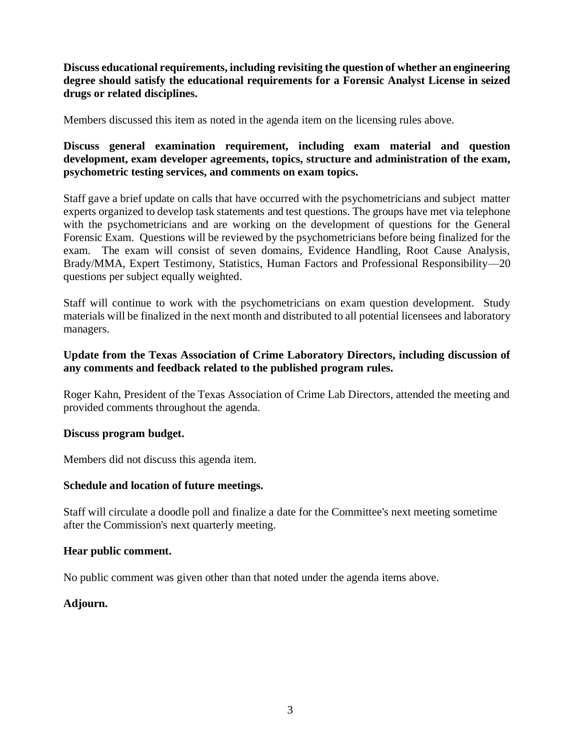**Discuss educational requirements, including revisiting the question of whether an engineering degree should satisfy the educational requirements for a Forensic Analyst License in seized drugs or related disciplines.**

Members discussed this item as noted in the agenda item on the licensing rules above.

**Discuss general examination requirement, including exam material and question development, exam developer agreements, topics, structure and administration of the exam, psychometric testing services, and comments on exam topics.**

Staff gave a brief update on calls that have occurred with the psychometricians and subject matter experts organized to develop task statements and test questions. The groups have met via telephone with the psychometricians and are working on the development of questions for the General Forensic Exam. Questions will be reviewed by the psychometricians before being finalized for the exam. The exam will consist of seven domains, Evidence Handling, Root Cause Analysis, Brady/MMA, Expert Testimony, Statistics, Human Factors and Professional Responsibility—20 questions per subject equally weighted.

Staff will continue to work with the psychometricians on exam question development. Study materials will be finalized in the next month and distributed to all potential licensees and laboratory managers.

**Update from the Texas Association of Crime Laboratory Directors, including discussion of any comments and feedback related to the published program rules.**

Roger Kahn, President of the Texas Association of Crime Lab Directors, attended the meeting and provided comments throughout the agenda.

**Discuss program budget.**

Members did not discuss this agenda item.

**Schedule and location of future meetings.**

Staff will circulate a doodle poll and finalize a date for the Committee's next meeting sometime after the Commission's next quarterly meeting.

**Hear public comment.**

No public comment was given other than that noted under the agenda items above.

**Adjourn.**